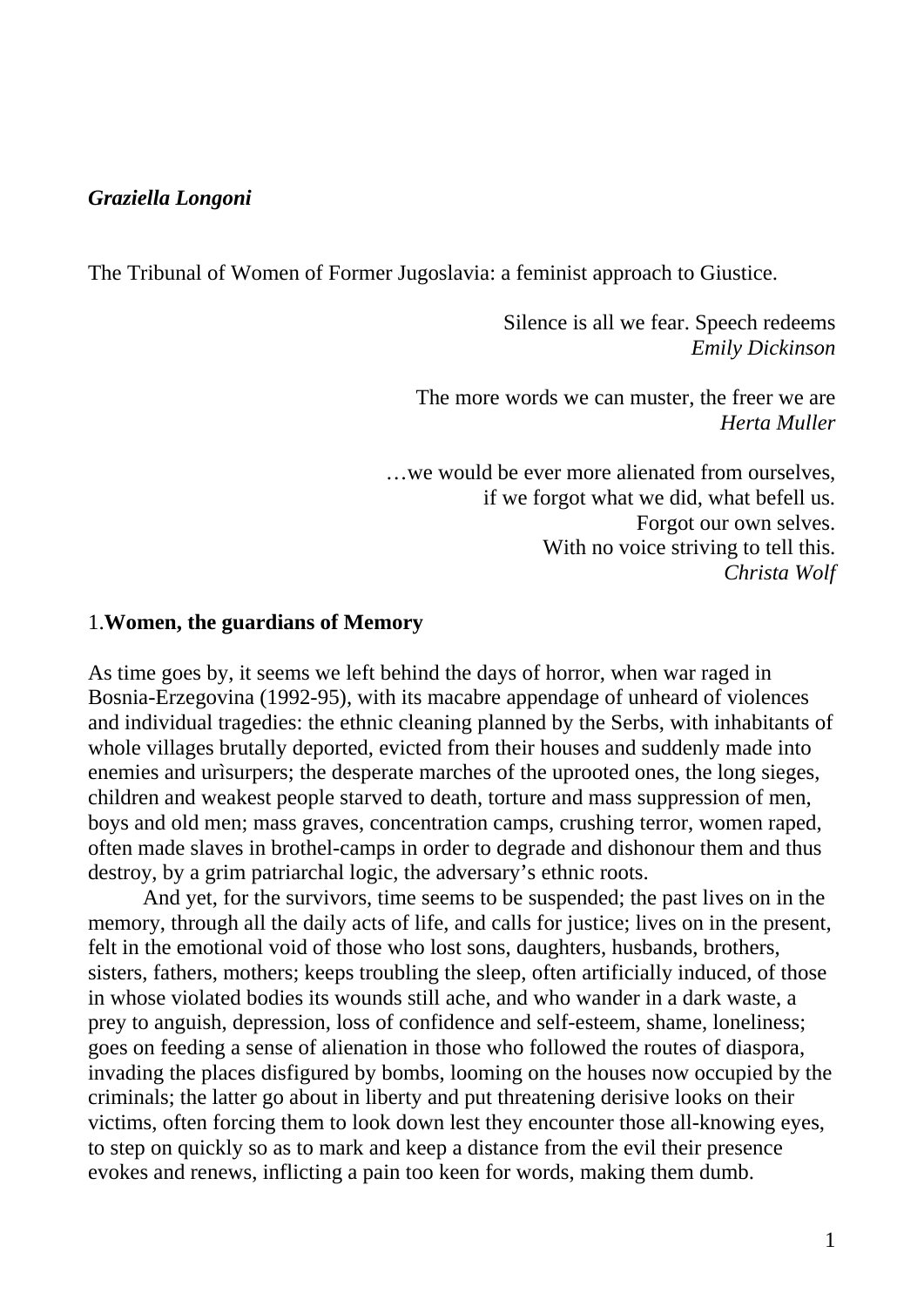***Graziella Longoni***

The Tribunal of Women of Former Jugoslavia: a feminist approach to Giustice.

> Silence is all we fear. Speech redeems
> *Emily Dickinson*

> The more words we can muster, the freer we are
> *Herta Muller*

> …we would be ever more alienated from ourselves,
> if we forgot what we did, what befell us.
> Forgot our own selves.
> With no voice striving to tell this.
> *Christa Wolf*

## 1.**Women, the guardians of Memory**

As time goes by, it seems we left behind the days of horror, when war raged in Bosnia-Erzegovina (1992-95), with its macabre appendage of unheard of violences and individual tragedies: the ethnic cleaning planned by the Serbs, with inhabitants of whole villages brutally deported, evicted from their houses and suddenly made into enemies and urìsurpers; the desperate marches of the uprooted ones, the long sieges, children and weakest people starved to death, torture and mass suppression of men, boys and old men; mass graves, concentration camps, crushing terror, women raped, often made slaves in brothel-camps in order to degrade and dishonour them and thus destroy, by a grim patriarchal logic, the adversary's ethnic roots.

And yet, for the survivors, time seems to be suspended; the past lives on in the memory, through all the daily acts of life, and calls for justice; lives on in the present, felt in the emotional void of those who lost sons, daughters, husbands, brothers, sisters, fathers, mothers; keeps troubling the sleep, often artificially induced, of those in whose violated bodies its wounds still ache, and who wander in a dark waste, a prey to anguish, depression, loss of confidence and self-esteem, shame, loneliness; goes on feeding a sense of alienation in those who followed the routes of diaspora, invading the places disfigured by bombs, looming on the houses now occupied by the criminals; the latter go about in liberty and put threatening derisive looks on their victims, often forcing them to look down lest they encounter those all-knowing eyes, to step on quickly so as to mark and keep a distance from the evil their presence evokes and renews, inflicting a pain too keen for words, making them dumb.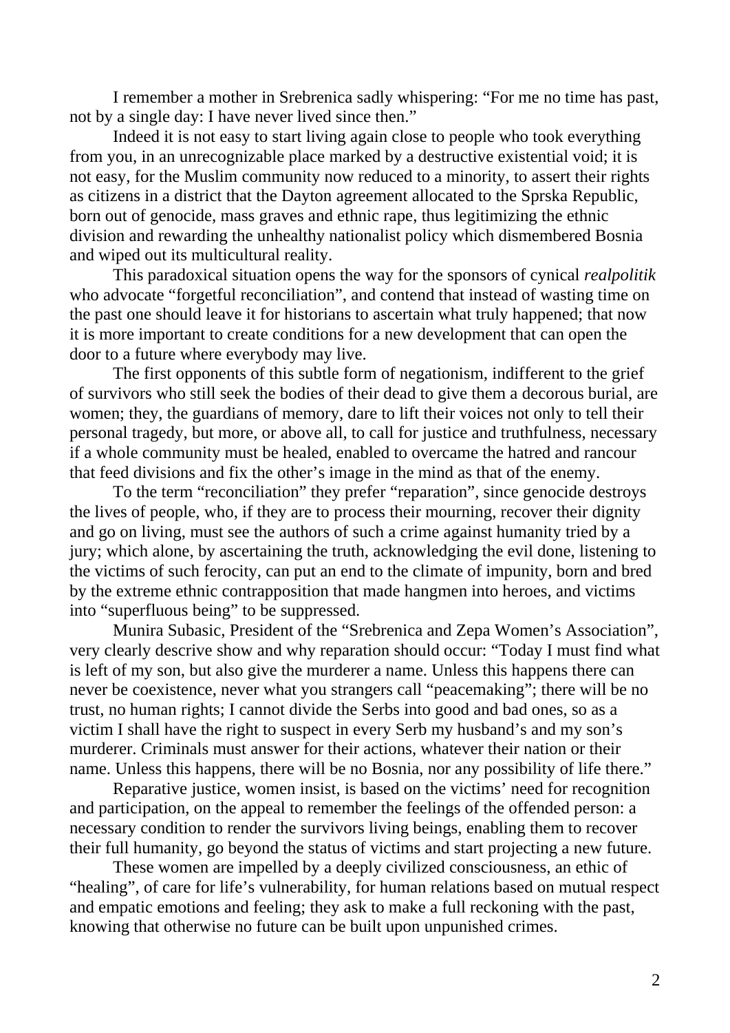I remember a mother in Srebrenica sadly whispering: "For me no time has past, not by a single day: I have never lived since then."

Indeed it is not easy to start living again close to people who took everything from you, in an unrecognizable place marked by a destructive existential void; it is not easy, for the Muslim community now reduced to a minority, to assert their rights as citizens in a district that the Dayton agreement allocated to the Sprska Republic, born out of genocide, mass graves and ethnic rape, thus legitimizing the ethnic division and rewarding the unhealthy nationalist policy which dismembered Bosnia and wiped out its multicultural reality.

This paradoxical situation opens the way for the sponsors of cynical *realpolitik* who advocate "forgetful reconciliation", and contend that instead of wasting time on the past one should leave it for historians to ascertain what truly happened; that now it is more important to create conditions for a new development that can open the door to a future where everybody may live.

The first opponents of this subtle form of negationism, indifferent to the grief of survivors who still seek the bodies of their dead to give them a decorous burial, are women; they, the guardians of memory, dare to lift their voices not only to tell their personal tragedy, but more, or above all, to call for justice and truthfulness, necessary if a whole community must be healed, enabled to overcame the hatred and rancour that feed divisions and fix the other's image in the mind as that of the enemy.

To the term "reconciliation" they prefer "reparation", since genocide destroys the lives of people, who, if they are to process their mourning, recover their dignity and go on living, must see the authors of such a crime against humanity tried by a jury; which alone, by ascertaining the truth, acknowledging the evil done, listening to the victims of such ferocity, can put an end to the climate of impunity, born and bred by the extreme ethnic contrapposition that made hangmen into heroes, and victims into "superfluous being" to be suppressed.

Munira Subasic, President of the "Srebrenica and Zepa Women's Association", very clearly descrive show and why reparation should occur: "Today I must find what is left of my son, but also give the murderer a name. Unless this happens there can never be coexistence, never what you strangers call "peacemaking"; there will be no trust, no human rights; I cannot divide the Serbs into good and bad ones, so as a victim I shall have the right to suspect in every Serb my husband's and my son's murderer. Criminals must answer for their actions, whatever their nation or their name. Unless this happens, there will be no Bosnia, nor any possibility of life there."

Reparative justice, women insist, is based on the victims' need for recognition and participation, on the appeal to remember the feelings of the offended person: a necessary condition to render the survivors living beings, enabling them to recover their full humanity, go beyond the status of victims and start projecting a new future.

These women are impelled by a deeply civilized consciousness, an ethic of "healing", of care for life's vulnerability, for human relations based on mutual respect and empatic emotions and feeling; they ask to make a full reckoning with the past, knowing that otherwise no future can be built upon unpunished crimes.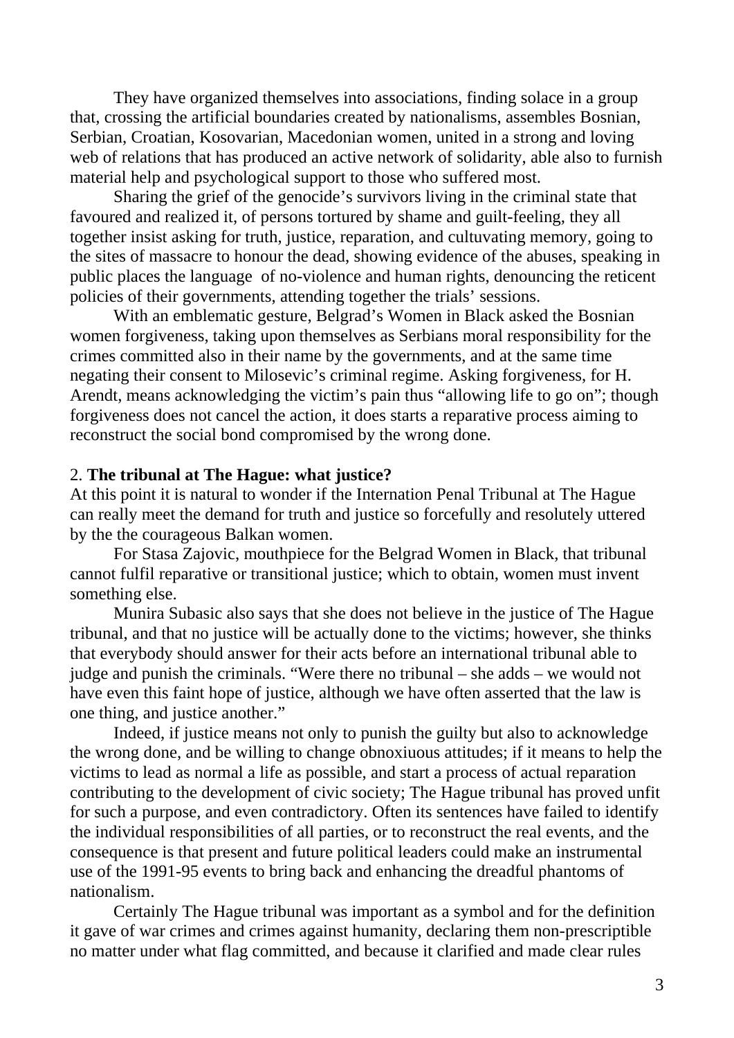They have organized themselves into associations, finding solace in a group that, crossing the artificial boundaries created by nationalisms, assembles Bosnian, Serbian, Croatian, Kosovarian, Macedonian women, united in a strong and loving web of relations that has produced an active network of solidarity, able also to furnish material help and psychological support to those who suffered most.

Sharing the grief of the genocide's survivors living in the criminal state that favoured and realized it, of persons tortured by shame and guilt-feeling, they all together insist asking for truth, justice, reparation, and cultuvating memory, going to the sites of massacre to honour the dead, showing evidence of the abuses, speaking in public places the language of no-violence and human rights, denouncing the reticent policies of their governments, attending together the trials' sessions.

With an emblematic gesture, Belgrad's Women in Black asked the Bosnian women forgiveness, taking upon themselves as Serbians moral responsibility for the crimes committed also in their name by the governments, and at the same time negating their consent to Milosevic's criminal regime. Asking forgiveness, for H. Arendt, means acknowledging the victim's pain thus "allowing life to go on"; though forgiveness does not cancel the action, it does starts a reparative process aiming to reconstruct the social bond compromised by the wrong done.

## 2. **The tribunal at The Hague: what justice?**

At this point it is natural to wonder if the Internation Penal Tribunal at The Hague can really meet the demand for truth and justice so forcefully and resolutely uttered by the the courageous Balkan women.

For Stasa Zajovic, mouthpiece for the Belgrad Women in Black, that tribunal cannot fulfil reparative or transitional justice; which to obtain, women must invent something else.

Munira Subasic also says that she does not believe in the justice of The Hague tribunal, and that no justice will be actually done to the victims; however, she thinks that everybody should answer for their acts before an international tribunal able to judge and punish the criminals. "Were there no tribunal – she adds – we would not have even this faint hope of justice, although we have often asserted that the law is one thing, and justice another."

Indeed, if justice means not only to punish the guilty but also to acknowledge the wrong done, and be willing to change obnoxiuous attitudes; if it means to help the victims to lead as normal a life as possible, and start a process of actual reparation contributing to the development of civic society; The Hague tribunal has proved unfit for such a purpose, and even contradictory. Often its sentences have failed to identify the individual responsibilities of all parties, or to reconstruct the real events, and the consequence is that present and future political leaders could make an instrumental use of the 1991-95 events to bring back and enhancing the dreadful phantoms of nationalism.

Certainly The Hague tribunal was important as a symbol and for the definition it gave of war crimes and crimes against humanity, declaring them non-prescriptible no matter under what flag committed, and because it clarified and made clear rules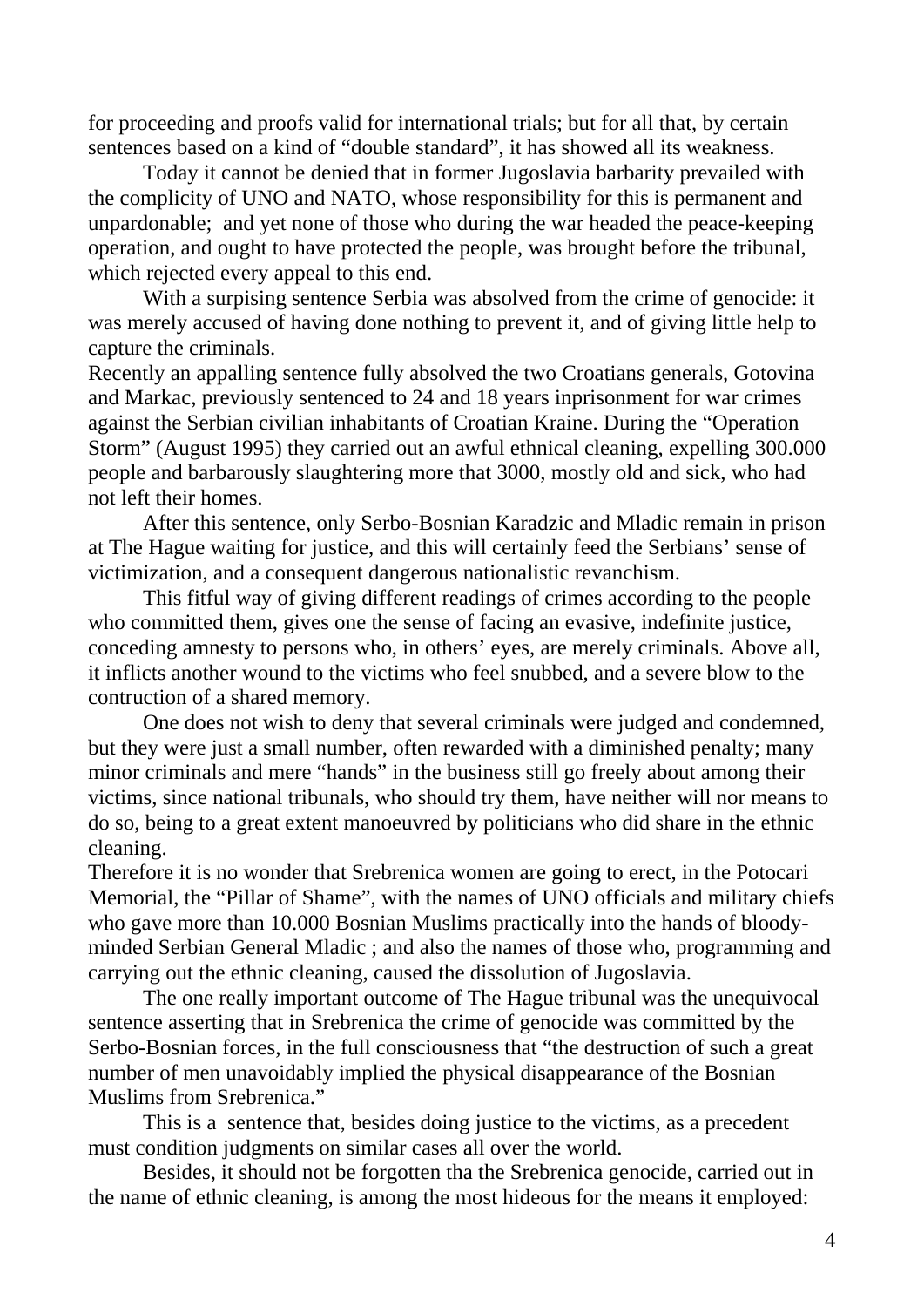for proceeding and proofs valid for international trials; but for all that, by certain sentences based on a kind of "double standard", it has showed all its weakness.

Today it cannot be denied that in former Jugoslavia barbarity prevailed with the complicity of UNO and NATO, whose responsibility for this is permanent and unpardonable; and yet none of those who during the war headed the peace-keeping operation, and ought to have protected the people, was brought before the tribunal, which rejected every appeal to this end.

With a surpising sentence Serbia was absolved from the crime of genocide: it was merely accused of having done nothing to prevent it, and of giving little help to capture the criminals.

Recently an appalling sentence fully absolved the two Croatians generals, Gotovina and Markac, previously sentenced to 24 and 18 years inprisonment for war crimes against the Serbian civilian inhabitants of Croatian Kraine. During the "Operation Storm" (August 1995) they carried out an awful ethnical cleaning, expelling 300.000 people and barbarously slaughtering more that 3000, mostly old and sick, who had not left their homes.

After this sentence, only Serbo-Bosnian Karadzic and Mladic remain in prison at The Hague waiting for justice, and this will certainly feed the Serbians' sense of victimization, and a consequent dangerous nationalistic revanchism.

This fitful way of giving different readings of crimes according to the people who committed them, gives one the sense of facing an evasive, indefinite justice, conceding amnesty to persons who, in others' eyes, are merely criminals. Above all, it inflicts another wound to the victims who feel snubbed, and a severe blow to the contruction of a shared memory.

One does not wish to deny that several criminals were judged and condemned, but they were just a small number, often rewarded with a diminished penalty; many minor criminals and mere "hands" in the business still go freely about among their victims, since national tribunals, who should try them, have neither will nor means to do so, being to a great extent manoeuvred by politicians who did share in the ethnic cleaning.

Therefore it is no wonder that Srebrenica women are going to erect, in the Potocari Memorial, the "Pillar of Shame", with the names of UNO officials and military chiefs who gave more than 10.000 Bosnian Muslims practically into the hands of bloody-minded Serbian General Mladic ; and also the names of those who, programming and carrying out the ethnic cleaning, caused the dissolution of Jugoslavia.

The one really important outcome of The Hague tribunal was the unequivocal sentence asserting that in Srebrenica the crime of genocide was committed by the Serbo-Bosnian forces, in the full consciousness that "the destruction of such a great number of men unavoidably implied the physical disappearance of the Bosnian Muslims from Srebrenica."

This is a sentence that, besides doing justice to the victims, as a precedent must condition judgments on similar cases all over the world.

Besides, it should not be forgotten tha the Srebrenica genocide, carried out in the name of ethnic cleaning, is among the most hideous for the means it employed: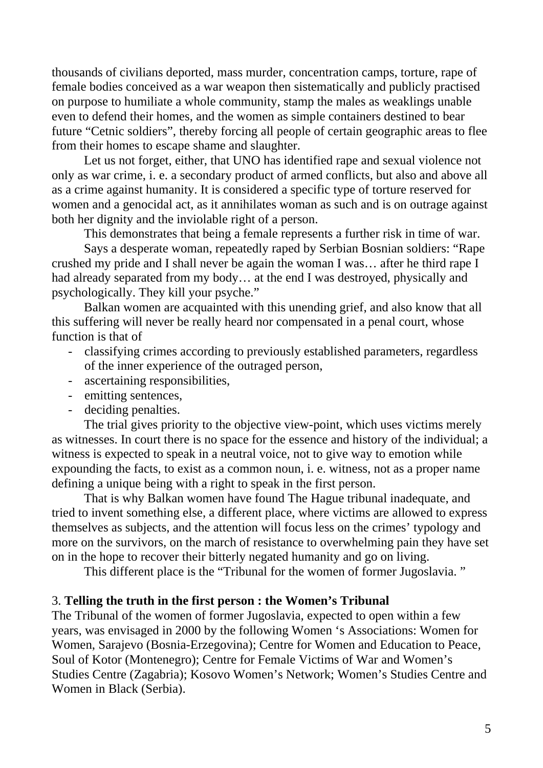thousands of civilians deported, mass murder, concentration camps, torture, rape of female bodies conceived as a war weapon then sistematically and publicly practised on purpose to humiliate a whole community, stamp the males as weaklings unable even to defend their homes, and the women as simple containers destined to bear future "Cetnic soldiers", thereby forcing all people of certain geographic areas to flee from their homes to escape shame and slaughter.

Let us not forget, either, that UNO has identified rape and sexual violence not only as war crime, i. e. a secondary product of armed conflicts, but also and above all as a crime against humanity. It is considered a specific type of torture reserved for women and a genocidal act, as it annihilates woman as such and is on outrage against both her dignity and the inviolable right of a person.

This demonstrates that being a female represents a further risk in time of war.

Says a desperate woman, repeatedly raped by Serbian Bosnian soldiers: "Rape crushed my pride and I shall never be again the woman I was… after he third rape I had already separated from my body… at the end I was destroyed, physically and psychologically. They kill your psyche."

Balkan women are acquainted with this unending grief, and also know that all this suffering will never be really heard nor compensated in a penal court, whose function is that of

- classifying crimes according to previously established parameters, regardless of the inner experience of the outraged person,
- ascertaining responsibilities,
- emitting sentences,
- deciding penalties.

The trial gives priority to the objective view-point, which uses victims merely as witnesses. In court there is no space for the essence and history of the individual; a witness is expected to speak in a neutral voice, not to give way to emotion while expounding the facts, to exist as a common noun, i. e. witness, not as a proper name defining a unique being with a right to speak in the first person.

That is why Balkan women have found The Hague tribunal inadequate, and tried to invent something else, a different place, where victims are allowed to express themselves as subjects, and the attention will focus less on the crimes' typology and more on the survivors, on the march of resistance to overwhelming pain they have set on in the hope to recover their bitterly negated humanity and go on living.

This different place is the "Tribunal for the women of former Jugoslavia. "

### 3. **Telling the truth in the first person : the Women's Tribunal**

The Tribunal of the women of former Jugoslavia, expected to open within a few years, was envisaged in 2000 by the following Women 's Associations: Women for Women, Sarajevo (Bosnia-Erzegovina); Centre for Women and Education to Peace, Soul of Kotor (Montenegro); Centre for Female Victims of War and Women's Studies Centre (Zagabria); Kosovo Women's Network; Women's Studies Centre and Women in Black (Serbia).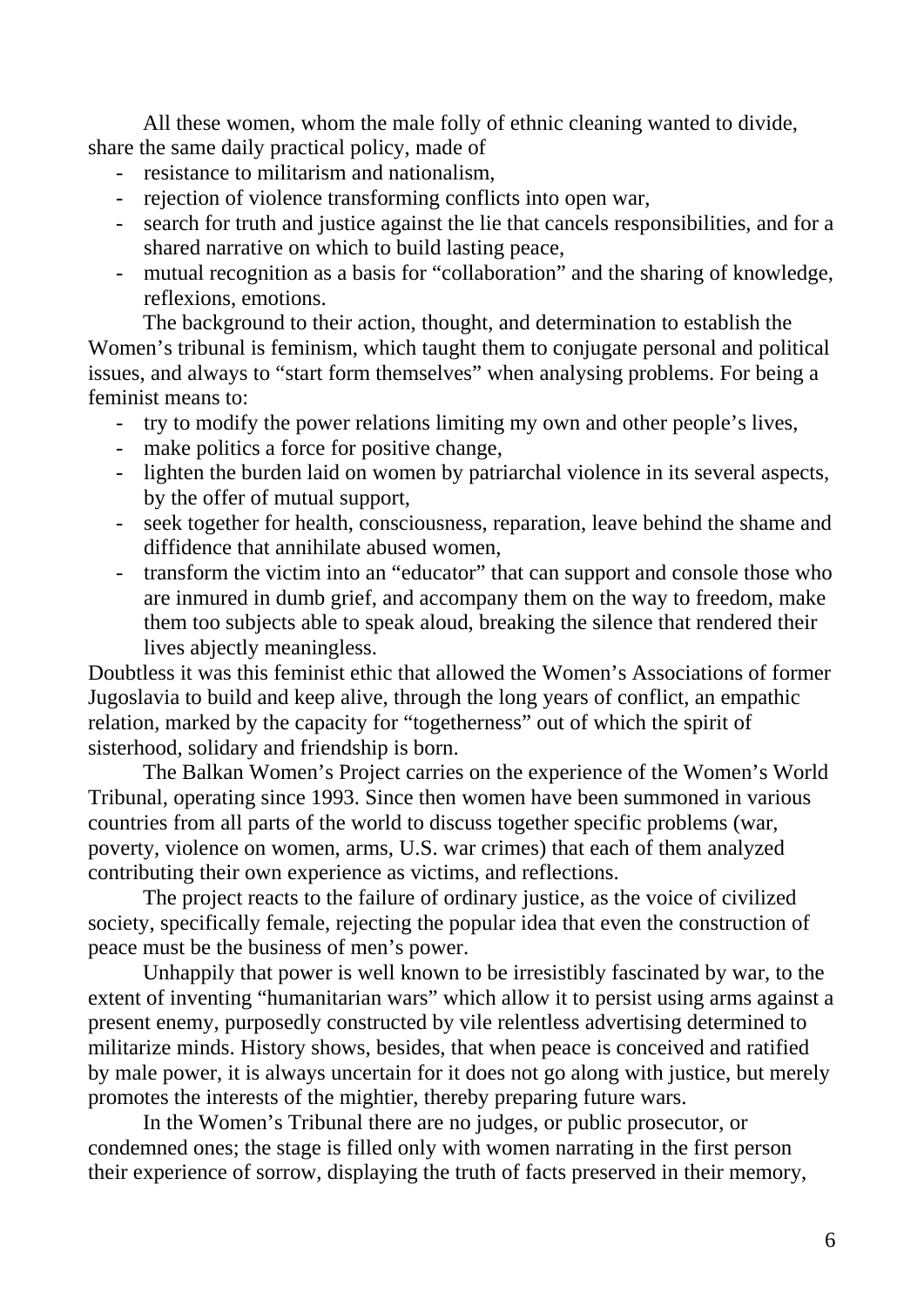All these women, whom the male folly of ethnic cleaning wanted to divide, share the same daily practical policy, made of

- resistance to militarism and nationalism,
- rejection of violence transforming conflicts into open war,
- search for truth and justice against the lie that cancels responsibilities, and for a shared narrative on which to build lasting peace,
- mutual recognition as a basis for "collaboration" and the sharing of knowledge, reflexions, emotions.

The background to their action, thought, and determination to establish the Women's tribunal is feminism, which taught them to conjugate personal and political issues, and always to "start form themselves" when analysing problems. For being a feminist means to:

- try to modify the power relations limiting my own and other people's lives,
- make politics a force for positive change,
- lighten the burden laid on women by patriarchal violence in its several aspects, by the offer of mutual support,
- seek together for health, consciousness, reparation, leave behind the shame and diffidence that annihilate abused women,
- transform the victim into an "educator" that can support and console those who are inmured in dumb grief, and accompany them on the way to freedom, make them too subjects able to speak aloud, breaking the silence that rendered their lives abjectly meaningless.

Doubtless it was this feminist ethic that allowed the Women's Associations of former Jugoslavia to build and keep alive, through the long years of conflict, an empathic relation, marked by the capacity for "togetherness" out of which the spirit of sisterhood, solidary and friendship is born.

The Balkan Women's Project carries on the experience of the Women's World Tribunal, operating since 1993. Since then women have been summoned in various countries from all parts of the world to discuss together specific problems (war, poverty, violence on women, arms, U.S. war crimes) that each of them analyzed contributing their own experience as victims, and reflections.

The project reacts to the failure of ordinary justice, as the voice of civilized society, specifically female, rejecting the popular idea that even the construction of peace must be the business of men's power.

Unhappily that power is well known to be irresistibly fascinated by war, to the extent of inventing "humanitarian wars" which allow it to persist using arms against a present enemy, purposedly constructed by vile relentless advertising determined to militarize minds. History shows, besides, that when peace is conceived and ratified by male power, it is always uncertain for it does not go along with justice, but merely promotes the interests of the mightier, thereby preparing future wars.

In the Women's Tribunal there are no judges, or public prosecutor, or condemned ones; the stage is filled only with women narrating in the first person their experience of sorrow, displaying the truth of facts preserved in their memory,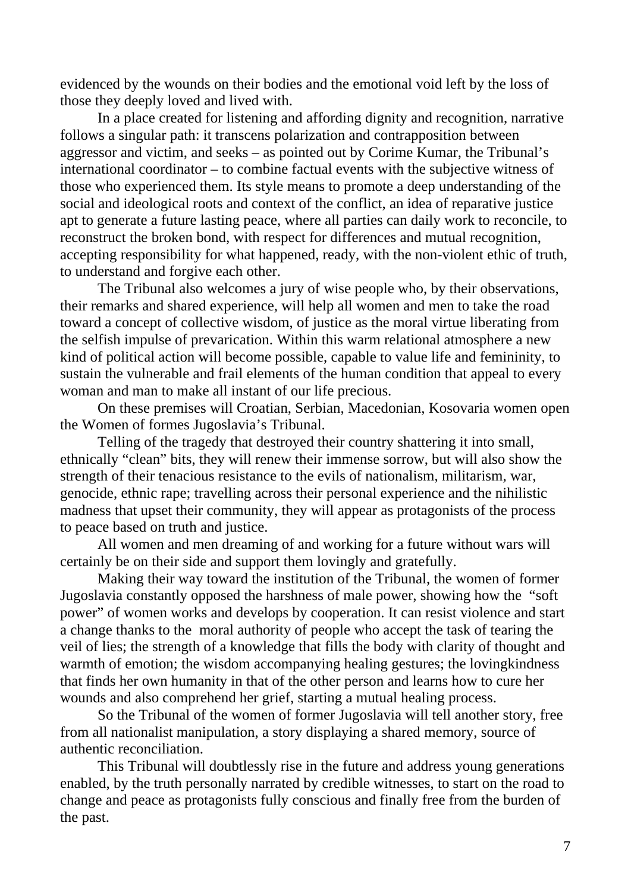evidenced by the wounds on their bodies and the emotional void left by the loss of those they deeply loved and lived with.

In a place created for listening and affording dignity and recognition, narrative follows a singular path: it transcens polarization and contrapposition between aggressor and victim, and seeks – as pointed out by Corime Kumar, the Tribunal's international coordinator – to combine factual events with the subjective witness of those who experienced them. Its style means to promote a deep understanding of the social and ideological roots and context of the conflict, an idea of reparative justice apt to generate a future lasting peace, where all parties can daily work to reconcile, to reconstruct the broken bond, with respect for differences and mutual recognition, accepting responsibility for what happened, ready, with the non-violent ethic of truth, to understand and forgive each other.

The Tribunal also welcomes a jury of wise people who, by their observations, their remarks and shared experience, will help all women and men to take the road toward a concept of collective wisdom, of justice as the moral virtue liberating from the selfish impulse of prevarication. Within this warm relational atmosphere a new kind of political action will become possible, capable to value life and femininity, to sustain the vulnerable and frail elements of the human condition that appeal to every woman and man to make all instant of our life precious.

On these premises will Croatian, Serbian, Macedonian, Kosovaria women open the Women of formes Jugoslavia's Tribunal.

Telling of the tragedy that destroyed their country shattering it into small, ethnically "clean" bits, they will renew their immense sorrow, but will also show the strength of their tenacious resistance to the evils of nationalism, militarism, war, genocide, ethnic rape; travelling across their personal experience and the nihilistic madness that upset their community, they will appear as protagonists of the process to peace based on truth and justice.

All women and men dreaming of and working for a future without wars will certainly be on their side and support them lovingly and gratefully.

Making their way toward the institution of the Tribunal, the women of former Jugoslavia constantly opposed the harshness of male power, showing how the "soft power" of women works and develops by cooperation. It can resist violence and start a change thanks to the moral authority of people who accept the task of tearing the veil of lies; the strength of a knowledge that fills the body with clarity of thought and warmth of emotion; the wisdom accompanying healing gestures; the lovingkindness that finds her own humanity in that of the other person and learns how to cure her wounds and also comprehend her grief, starting a mutual healing process.

So the Tribunal of the women of former Jugoslavia will tell another story, free from all nationalist manipulation, a story displaying a shared memory, source of authentic reconciliation.

This Tribunal will doubtlessly rise in the future and address young generations enabled, by the truth personally narrated by credible witnesses, to start on the road to change and peace as protagonists fully conscious and finally free from the burden of the past.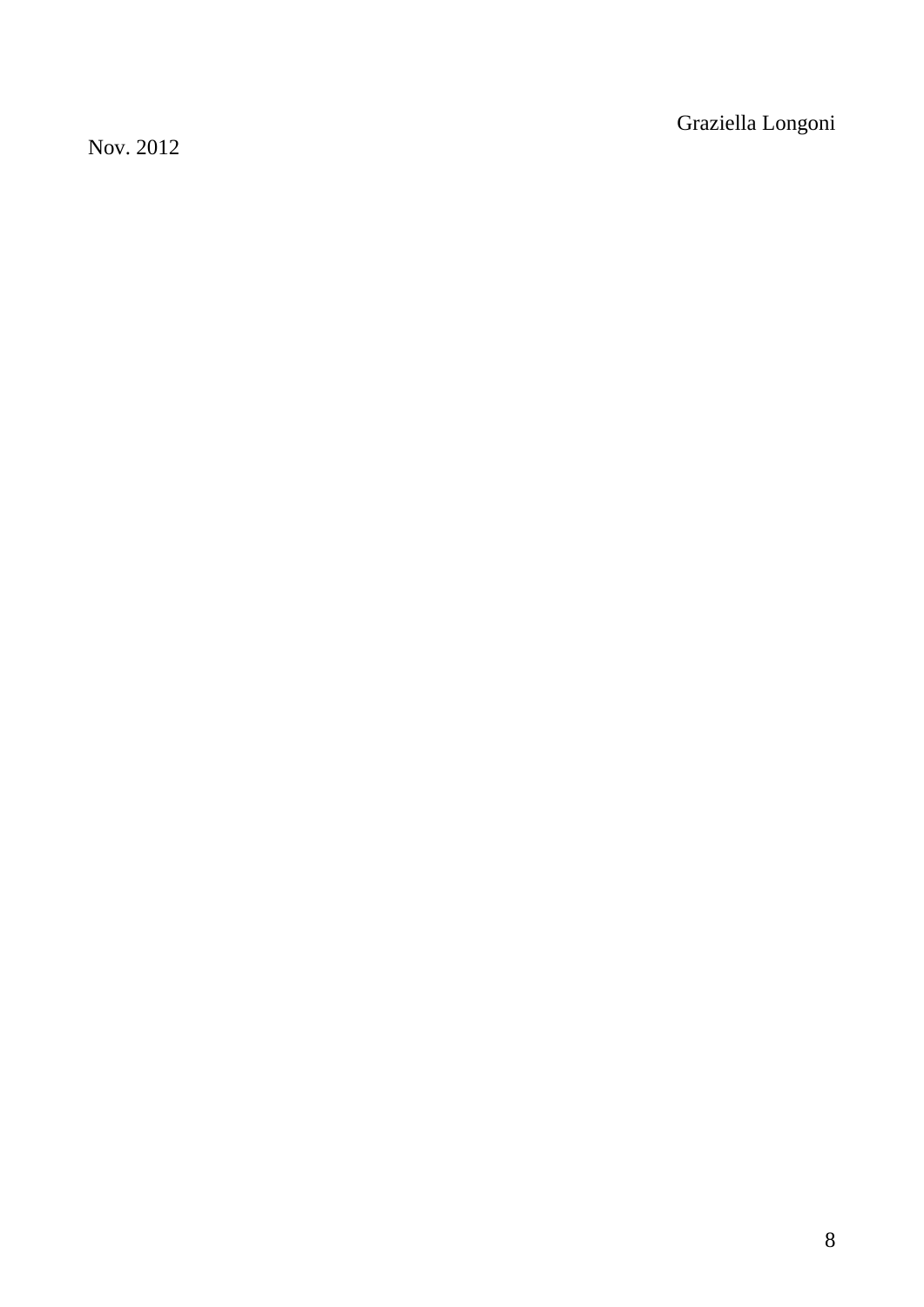Graziella Longoni

Nov. 2012